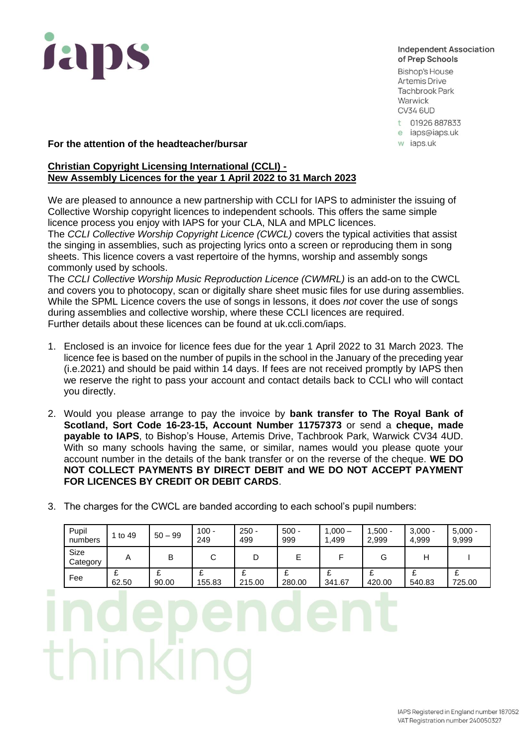**Independent Association of Prep Schools**
Bishop's House
Artemis Drive
Tachbrook Park
Warwick
CV34 6UD

t 01926 887833
e iaps@iaps.uk
w iaps.uk

**For the attention of the headteacher/bursar**

**Christian Copyright Licensing International (CCLI) -**
**New Assembly Licences for the year 1 April 2022 to 31 March 2023**

We are pleased to announce a new partnership with CCLI for IAPS to administer the issuing of Collective Worship copyright licences to independent schools. This offers the same simple licence process you enjoy with IAPS for your CLA, NLA and MPLC licences.

The *CCLI Collective Worship Copyright Licence (CWCL)* covers the typical activities that assist the singing in assemblies, such as projecting lyrics onto a screen or reproducing them in song sheets. This licence covers a vast repertoire of the hymns, worship and assembly songs commonly used by schools.

The *CCLI Collective Worship Music Reproduction Licence (CWMRL)* is an add-on to the CWCL and covers you to photocopy, scan or digitally share sheet music files for use during assemblies. While the SPML Licence covers the use of songs in lessons, it does *not* cover the use of songs during assemblies and collective worship, where these CCLI licences are required.

Further details about these licences can be found at uk.ccli.com/iaps.

1. Enclosed is an invoice for licence fees due for the year 1 April 2022 to 31 March 2023. The licence fee is based on the number of pupils in the school in the January of the preceding year (i.e.2021) and should be paid within 14 days. If fees are not received promptly by IAPS then we reserve the right to pass your account and contact details back to CCLI who will contact you directly.

2. Would you please arrange to pay the invoice by **bank transfer to The Royal Bank of Scotland, Sort Code 16-23-15, Account Number 11757373** or send a **cheque, made payable to IAPS**, to Bishop's House, Artemis Drive, Tachbrook Park, Warwick CV34 4UD. With so many schools having the same, or similar, names would you please quote your account number in the details of the bank transfer or on the reverse of the cheque. **WE DO NOT COLLECT PAYMENTS BY DIRECT DEBIT and WE DO NOT ACCEPT PAYMENT FOR LICENCES BY CREDIT OR DEBIT CARDS**.

3. The charges for the CWCL are banded according to each school's pupil numbers:

| Pupil numbers | 1 to 49 | 50 – 99 | 100 - 249 | 250 - 499 | 500 - 999 | 1,000 – 1,499 | 1,500 - 2,999 | 3,000 - 4,999 | 5,000 - 9,999 |
|---|---|---|---|---|---|---|---|---|---|
| Size Category | A | B | C | D | E | F | G | H | I |
| Fee | £ 62.50 | £ 90.00 | £ 155.83 | £ 215.00 | £ 280.00 | £ 341.67 | £ 420.00 | £ 540.83 | £ 725.00 |

independent thinking

IAPS Registered in England number 187052
VAT Registration number 240050327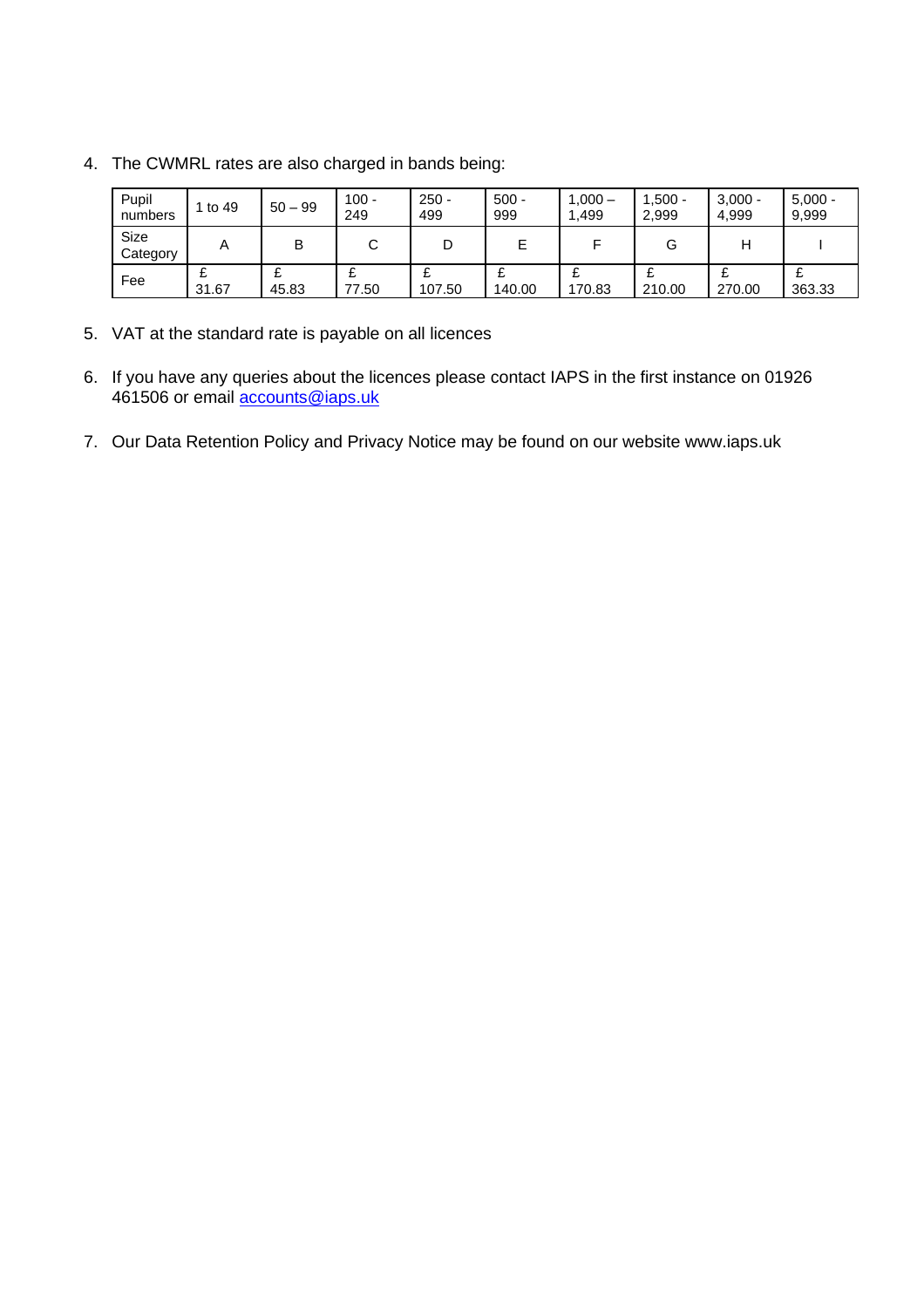4. The CWMRL rates are also charged in bands being:

| Pupil numbers | 1 to 49 | 50 – 99 | 100 - 249 | 250 - 499 | 500 - 999 | 1,000 – 1,499 | 1,500 - 2,999 | 3,000 - 4,999 | 5,000 - 9,999 |
|---|---|---|---|---|---|---|---|---|---|
| Size Category | A | B | C | D | E | F | G | H | I |
| Fee | £ 31.67 | £ 45.83 | £ 77.50 | £ 107.50 | £ 140.00 | £ 170.83 | £ 210.00 | £ 270.00 | £ 363.33 |

5. VAT at the standard rate is payable on all licences

6. If you have any queries about the licences please contact IAPS in the first instance on 01926 461506 or email accounts@iaps.uk

7. Our Data Retention Policy and Privacy Notice may be found on our website www.iaps.uk